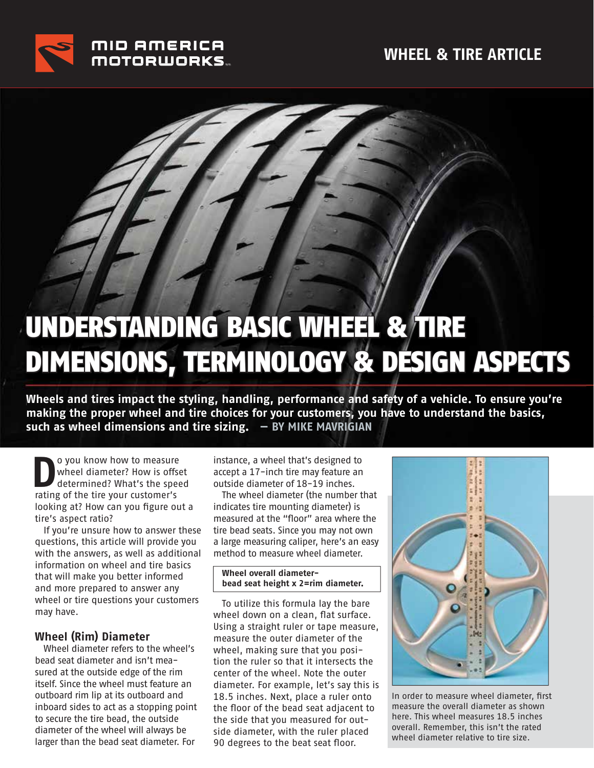# UNDERSTANDING BASIC WHEEL & TIRE DIMENSIONS, TERMINOLOGY & DESIGN ASPECTS

**Wheels and tires impact the styling, handling, performance and safety of a vehicle. To ensure you're making the proper wheel and tire choices for your customers, you have to understand the basics, such as wheel dimensions and tire sizing. — BY MIKE MAVRIGIAN**

Do you know how to measure wheel diameter? How is offset determined? What's the speed rating of the tire your customer's looking at? How can you figure out a tire's aspect ratio?

If you're unsure how to answer these questions, this article will provide you with the answers, as well as additional information on wheel and tire basics that will make you better informed and more prepared to answer any wheel or tire questions your customers may have.

## Wheel (Rim) Diameter

Wheel diameter refers to the wheel's bead seat diameter and isn't measured at the outside edge of the rim itself. Since the wheel must feature an outboard rim lip at its outboard and inboard sides to act as a stopping point to secure the tire bead, the outside diameter of the wheel will always be larger than the bead seat diameter. For instance, a wheel that's designed to accept a 17-inch tire may feature an outside diameter of 18-19 inches.

The wheel diameter (the number that indicates tire mounting diameter) is measured at the "floor" area where the tire bead seats. Since you may not own a large measuring caliper, here's an easy method to measure wheel diameter.

**Wheel overall diameter-bead seat height x 2=rim diameter.**

To utilize this formula lay the bare wheel down on a clean, flat surface. Using a straight ruler or tape measure, measure the outer diameter of the wheel, making sure that you position the ruler so that it intersects the center of the wheel. Note the outer diameter. For example, let's say this is 18.5 inches. Next, place a ruler onto the floor of the bead seat adjacent to the side that you measured for outside diameter, with the ruler placed 90 degrees to the beat seat floor.

In order to measure wheel diameter, first measure the overall diameter as shown here. This wheel measures 18.5 inches overall. Remember, this isn't the rated wheel diameter relative to tire size.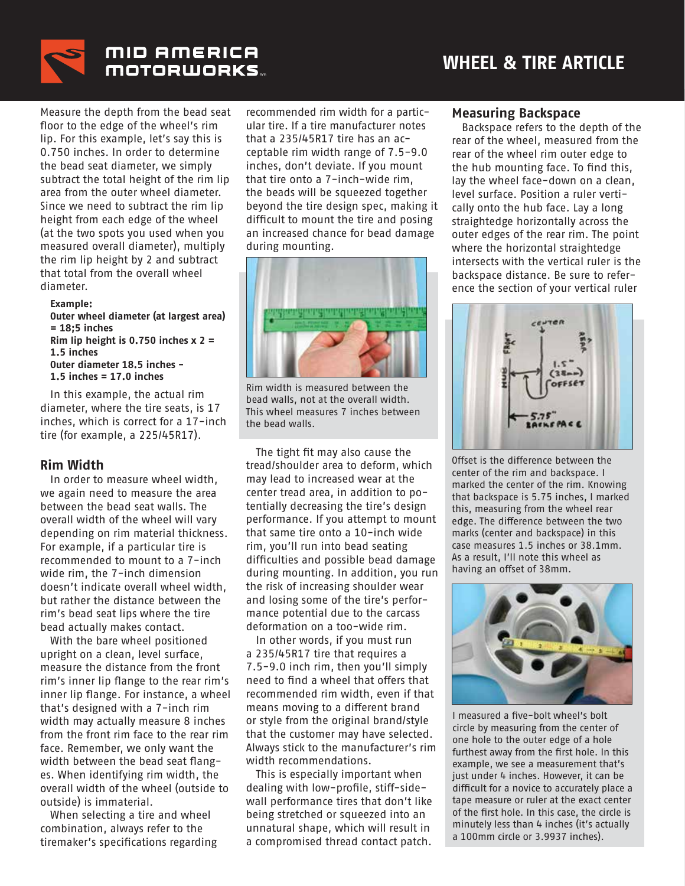Measure the depth from the bead seat floor to the edge of the wheel's rim lip. For this example, let's say this is 0.750 inches. In order to determine the bead seat diameter, we simply subtract the total height of the rim lip area from the outer wheel diameter. Since we need to subtract the rim lip height from each edge of the wheel (at the two spots you used when you measured overall diameter), multiply the rim lip height by 2 and subtract that total from the overall wheel diameter.

**Example:**
**Outer wheel diameter (at largest area) = 18;5 inches**
**Rim lip height is 0.750 inches x 2 = 1.5 inches**
**Outer diameter 18.5 inches – 1.5 inches = 17.0 inches**

In this example, the actual rim diameter, where the tire seats, is 17 inches, which is correct for a 17-inch tire (for example, a 225/45R17).

## Rim Width

In order to measure wheel width, we again need to measure the area between the bead seat walls. The overall width of the wheel will vary depending on rim material thickness. For example, if a particular tire is recommended to mount to a 7-inch wide rim, the 7-inch dimension doesn't indicate overall wheel width, but rather the distance between the rim's bead seat lips where the tire bead actually makes contact.

With the bare wheel positioned upright on a clean, level surface, measure the distance from the front rim's inner lip flange to the rear rim's inner lip flange. For instance, a wheel that's designed with a 7-inch rim width may actually measure 8 inches from the front rim face to the rear rim face. Remember, we only want the width between the bead seat flanges. When identifying rim width, the overall width of the wheel (outside to outside) is immaterial.

When selecting a tire and wheel combination, always refer to the tiremaker's specifications regarding recommended rim width for a particular tire. If a tire manufacturer notes that a 235/45R17 tire has an acceptable rim width range of 7.5-9.0 inches, don't deviate. If you mount that tire onto a 7-inch-wide rim, the beads will be squeezed together beyond the tire design spec, making it difficult to mount the tire and posing an increased chance for bead damage during mounting.

Rim width is measured between the bead walls, not at the overall width. This wheel measures 7 inches between the bead walls.

The tight fit may also cause the tread/shoulder area to deform, which may lead to increased wear at the center tread area, in addition to potentially decreasing the tire's design performance. If you attempt to mount that same tire onto a 10-inch wide rim, you'll run into bead seating difficulties and possible bead damage during mounting. In addition, you run the risk of increasing shoulder wear and losing some of the tire's performance potential due to the carcass deformation on a too-wide rim.

In other words, if you must run a 235/45R17 tire that requires a 7.5-9.0 inch rim, then you'll simply need to find a wheel that offers that recommended rim width, even if that means moving to a different brand or style from the original brand/style that the customer may have selected. Always stick to the manufacturer's rim width recommendations.

This is especially important when dealing with low-profile, stiff-sidewall performance tires that don't like being stretched or squeezed into an unnatural shape, which will result in a compromised thread contact patch.

## Measuring Backspace

Backspace refers to the depth of the rear of the wheel, measured from the rear of the wheel rim outer edge to the hub mounting face. To find this, lay the wheel face-down on a clean, level surface. Position a ruler vertically onto the hub face. Lay a long straightedge horizontally across the outer edges of the rear rim. The point where the horizontal straightedge intersects with the vertical ruler is the backspace distance. Be sure to reference the section of your vertical ruler

Offset is the difference between the center of the rim and backspace. I marked the center of the rim. Knowing that backspace is 5.75 inches, I marked this, measuring from the wheel rear edge. The difference between the two marks (center and backspace) in this case measures 1.5 inches or 38.1mm. As a result, I'll note this wheel as having an offset of 38mm.

I measured a five-bolt wheel's bolt circle by measuring from the center of one hole to the outer edge of a hole furthest away from the first hole. In this example, we see a measurement that's just under 4 inches. However, it can be difficult for a novice to accurately place a tape measure or ruler at the exact center of the first hole. In this case, the circle is minutely less than 4 inches (it's actually a 100mm circle or 3.9937 inches).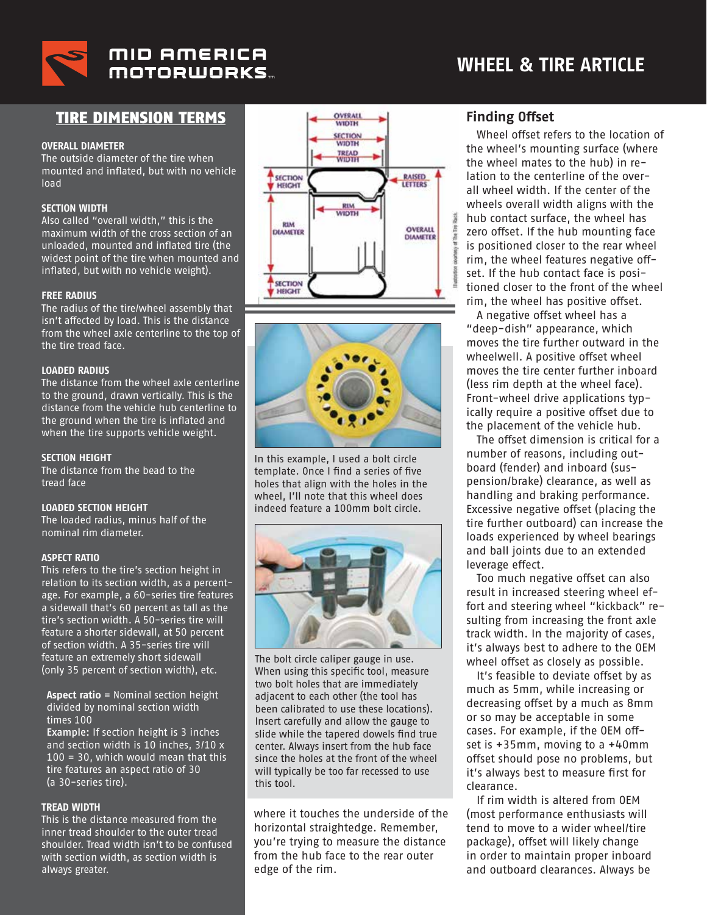## TIRE DIMENSION TERMS

**OVERALL DIAMETER**
The outside diameter of the tire when mounted and inflated, but with no vehicle load

**SECTION WIDTH**
Also called "overall width," this is the maximum width of the cross section of an unloaded, mounted and inflated tire (the widest point of the tire when mounted and inflated, but with no vehicle weight).

**FREE RADIUS**
The radius of the tire/wheel assembly that isn't affected by load. This is the distance from the wheel axle centerline to the top of the tire tread face.

**LOADED RADIUS**
The distance from the wheel axle centerline to the ground, drawn vertically. This is the distance from the vehicle hub centerline to the ground when the tire is inflated and when the tire supports vehicle weight.

**SECTION HEIGHT**
The distance from the bead to the tread face

**LOADED SECTION HEIGHT**
The loaded radius, minus half of the nominal rim diameter.

**ASPECT RATIO**
This refers to the tire's section height in relation to its section width, as a percentage. For example, a 60-series tire features a sidewall that's 60 percent as tall as the tire's section width. A 50-series tire will feature a shorter sidewall, at 50 percent of section width. A 35-series tire will feature an extremely short sidewall (only 35 percent of section width), etc.

**Aspect ratio** = Nominal section height divided by nominal section width times 100
**Example:** If section height is 3 inches and section width is 10 inches, 3/10 x 100 = 30, which would mean that this tire features an aspect ratio of 30 (a 30-series tire).

**TREAD WIDTH**
This is the distance measured from the inner tread shoulder to the outer tread shoulder. Tread width isn't to be confused with section width, as section width is always greater.

OVERALL WIDTH, SECTION WIDTH, TREAD WIDTH, SECTION HEIGHT, RAISED LETTERS, RIM WIDTH, RIM DIAMETER, OVERALL DIAMETER, SECTION HEIGHT

Illustration courtesy of The Tire Rack.

In this example, I used a bolt circle template. Once I find a series of five holes that align with the holes in the wheel, I'll note that this wheel does indeed feature a 100mm bolt circle.

The bolt circle caliper gauge in use. When using this specific tool, measure two bolt holes that are immediately adjacent to each other (the tool has been calibrated to use these locations). Insert carefully and allow the gauge to slide while the tapered dowels find true center. Always insert from the hub face since the holes at the front of the wheel will typically be too far recessed to use this tool.

where it touches the underside of the horizontal straightedge. Remember, you're trying to measure the distance from the hub face to the rear outer edge of the rim.

## Finding Offset

Wheel offset refers to the location of the wheel's mounting surface (where the wheel mates to the hub) in relation to the centerline of the overall wheel width. If the center of the wheels overall width aligns with the hub contact surface, the wheel has zero offset. If the hub mounting face is positioned closer to the rear wheel rim, the wheel features negative offset. If the hub contact face is positioned closer to the front of the wheel rim, the wheel has positive offset.

A negative offset wheel has a "deep-dish" appearance, which moves the tire further outward in the wheelwell. A positive offset wheel moves the tire center further inboard (less rim depth at the wheel face). Front-wheel drive applications typically require a positive offset due to the placement of the vehicle hub.

The offset dimension is critical for a number of reasons, including outboard (fender) and inboard (suspension/brake) clearance, as well as handling and braking performance. Excessive negative offset (placing the tire further outboard) can increase the loads experienced by wheel bearings and ball joints due to an extended leverage effect.

Too much negative offset can also result in increased steering wheel effort and steering wheel "kickback" resulting from increasing the front axle track width. In the majority of cases, it's always best to adhere to the OEM wheel offset as closely as possible.

It's feasible to deviate offset by as much as 5mm, while increasing or decreasing offset by a much as 8mm or so may be acceptable in some cases. For example, if the OEM offset is +35mm, moving to a +40mm offset should pose no problems, but it's always best to measure first for clearance.

If rim width is altered from OEM (most performance enthusiasts will tend to move to a wider wheel/tire package), offset will likely change in order to maintain proper inboard and outboard clearances. Always be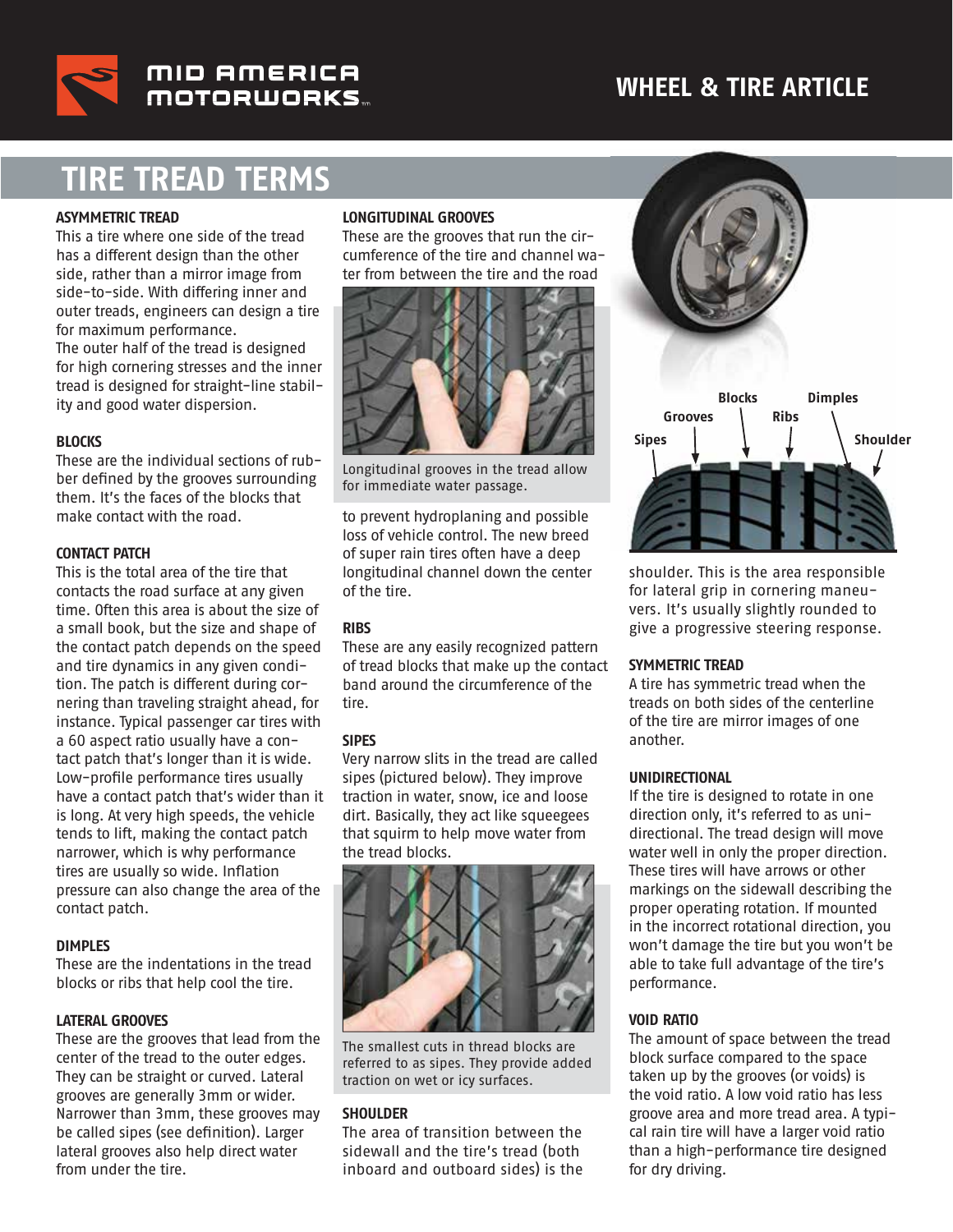# TIRE TREAD TERMS

### ASYMMETRIC TREAD

This a tire where one side of the tread has a different design than the other side, rather than a mirror image from side-to-side. With differing inner and outer treads, engineers can design a tire for maximum performance.
The outer half of the tread is designed for high cornering stresses and the inner tread is designed for straight-line stability and good water dispersion.

### BLOCKS

These are the individual sections of rubber defined by the grooves surrounding them. It's the faces of the blocks that make contact with the road.

### CONTACT PATCH

This is the total area of the tire that contacts the road surface at any given time. Often this area is about the size of a small book, but the size and shape of the contact patch depends on the speed and tire dynamics in any given condition. The patch is different during cornering than traveling straight ahead, for instance. Typical passenger car tires with a 60 aspect ratio usually have a contact patch that's longer than it is wide. Low-profile performance tires usually have a contact patch that's wider than it is long. At very high speeds, the vehicle tends to lift, making the contact patch narrower, which is why performance tires are usually so wide. Inflation pressure can also change the area of the contact patch.

### DIMPLES

These are the indentations in the tread blocks or ribs that help cool the tire.

### LATERAL GROOVES

These are the grooves that lead from the center of the tread to the outer edges. They can be straight or curved. Lateral grooves are generally 3mm or wider. Narrower than 3mm, these grooves may be called sipes (see definition). Larger lateral grooves also help direct water from under the tire.

### LONGITUDINAL GROOVES

These are the grooves that run the circumference of the tire and channel water from between the tire and the road to prevent hydroplaning and possible loss of vehicle control. The new breed of super rain tires often have a deep longitudinal channel down the center of the tire.

Longitudinal grooves in the tread allow for immediate water passage.

### RIBS

These are any easily recognized pattern of tread blocks that make up the contact band around the circumference of the tire.

### SIPES

Very narrow slits in the tread are called sipes (pictured below). They improve traction in water, snow, ice and loose dirt. Basically, they act like squeegees that squirm to help move water from the tread blocks.

The smallest cuts in thread blocks are referred to as sipes. They provide added traction on wet or icy surfaces.

### SHOULDER

The area of transition between the sidewall and the tire's tread (both inboard and outboard sides) is the shoulder. This is the area responsible for lateral grip in cornering maneuvers. It's usually slightly rounded to give a progressive steering response.

Blocks · Dimples · Grooves · Ribs · Sipes · Shoulder

### SYMMETRIC TREAD

A tire has symmetric tread when the treads on both sides of the centerline of the tire are mirror images of one another.

### UNIDIRECTIONAL

If the tire is designed to rotate in one direction only, it's referred to as unidirectional. The tread design will move water well in only the proper direction. These tires will have arrows or other markings on the sidewall describing the proper operating rotation. If mounted in the incorrect rotational direction, you won't damage the tire but you won't be able to take full advantage of the tire's performance.

### VOID RATIO

The amount of space between the tread block surface compared to the space taken up by the grooves (or voids) is the void ratio. A low void ratio has less groove area and more tread area. A typical rain tire will have a larger void ratio than a high-performance tire designed for dry driving.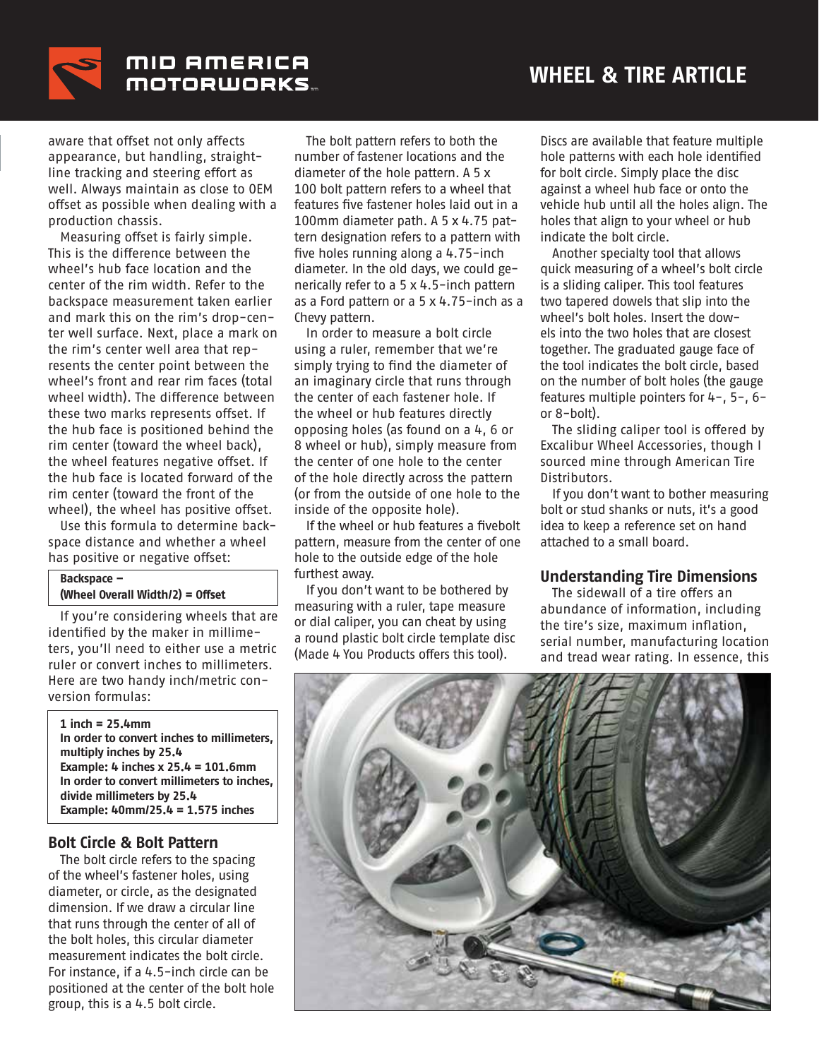aware that offset not only affects appearance, but handling, straight-line tracking and steering effort as well. Always maintain as close to OEM offset as possible when dealing with a production chassis.

Measuring offset is fairly simple. This is the difference between the wheel's hub face location and the center of the rim width. Refer to the backspace measurement taken earlier and mark this on the rim's drop-center well surface. Next, place a mark on the rim's center well area that represents the center point between the wheel's front and rear rim faces (total wheel width). The difference between these two marks represents offset. If the hub face is positioned behind the rim center (toward the wheel back), the wheel features negative offset. If the hub face is located forward of the rim center (toward the front of the wheel), the wheel has positive offset.

Use this formula to determine backspace distance and whether a wheel has positive or negative offset:

> **Backspace –**
> **(Wheel Overall Width/2) = Offset**

If you're considering wheels that are identified by the maker in millimeters, you'll need to either use a metric ruler or convert inches to millimeters. Here are two handy inch/metric conversion formulas:

> **1 inch = 25.4mm**
> **In order to convert inches to millimeters, multiply inches by 25.4**
> **Example: 4 inches x 25.4 = 101.6mm**
> **In order to convert millimeters to inches, divide millimeters by 25.4**
> **Example: 40mm/25.4 = 1.575 inches**

## Bolt Circle & Bolt Pattern

The bolt circle refers to the spacing of the wheel's fastener holes, using diameter, or circle, as the designated dimension. If we draw a circular line that runs through the center of all of the bolt holes, this circular diameter measurement indicates the bolt circle. For instance, if a 4.5-inch circle can be positioned at the center of the bolt hole group, this is a 4.5 bolt circle.

The bolt pattern refers to both the number of fastener locations and the diameter of the hole pattern. A 5 x 100 bolt pattern refers to a wheel that features five fastener holes laid out in a 100mm diameter path. A 5 x 4.75 pattern designation refers to a pattern with five holes running along a 4.75-inch diameter. In the old days, we could generically refer to a 5 x 4.5-inch pattern as a Ford pattern or a 5 x 4.75-inch as a Chevy pattern.

In order to measure a bolt circle using a ruler, remember that we're simply trying to find the diameter of an imaginary circle that runs through the center of each fastener hole. If the wheel or hub features directly opposing holes (as found on a 4, 6 or 8 wheel or hub), simply measure from the center of one hole to the center of the hole directly across the pattern (or from the outside of one hole to the inside of the opposite hole).

If the wheel or hub features a fivebolt pattern, measure from the center of one hole to the outside edge of the hole furthest away.

If you don't want to be bothered by measuring with a ruler, tape measure or dial caliper, you can cheat by using a round plastic bolt circle template disc (Made 4 You Products offers this tool). Discs are available that feature multiple hole patterns with each hole identified for bolt circle. Simply place the disc against a wheel hub face or onto the vehicle hub until all the holes align. The holes that align to your wheel or hub indicate the bolt circle.

Another specialty tool that allows quick measuring of a wheel's bolt circle is a sliding caliper. This tool features two tapered dowels that slip into the wheel's bolt holes. Insert the dowels into the two holes that are closest together. The graduated gauge face of the tool indicates the bolt circle, based on the number of bolt holes (the gauge features multiple pointers for 4-, 5-, 6- or 8-bolt).

The sliding caliper tool is offered by Excalibur Wheel Accessories, though I sourced mine through American Tire Distributors.

If you don't want to bother measuring bolt or stud shanks or nuts, it's a good idea to keep a reference set on hand attached to a small board.

## Understanding Tire Dimensions

The sidewall of a tire offers an abundance of information, including the tire's size, maximum inflation, serial number, manufacturing location and tread wear rating. In essence, this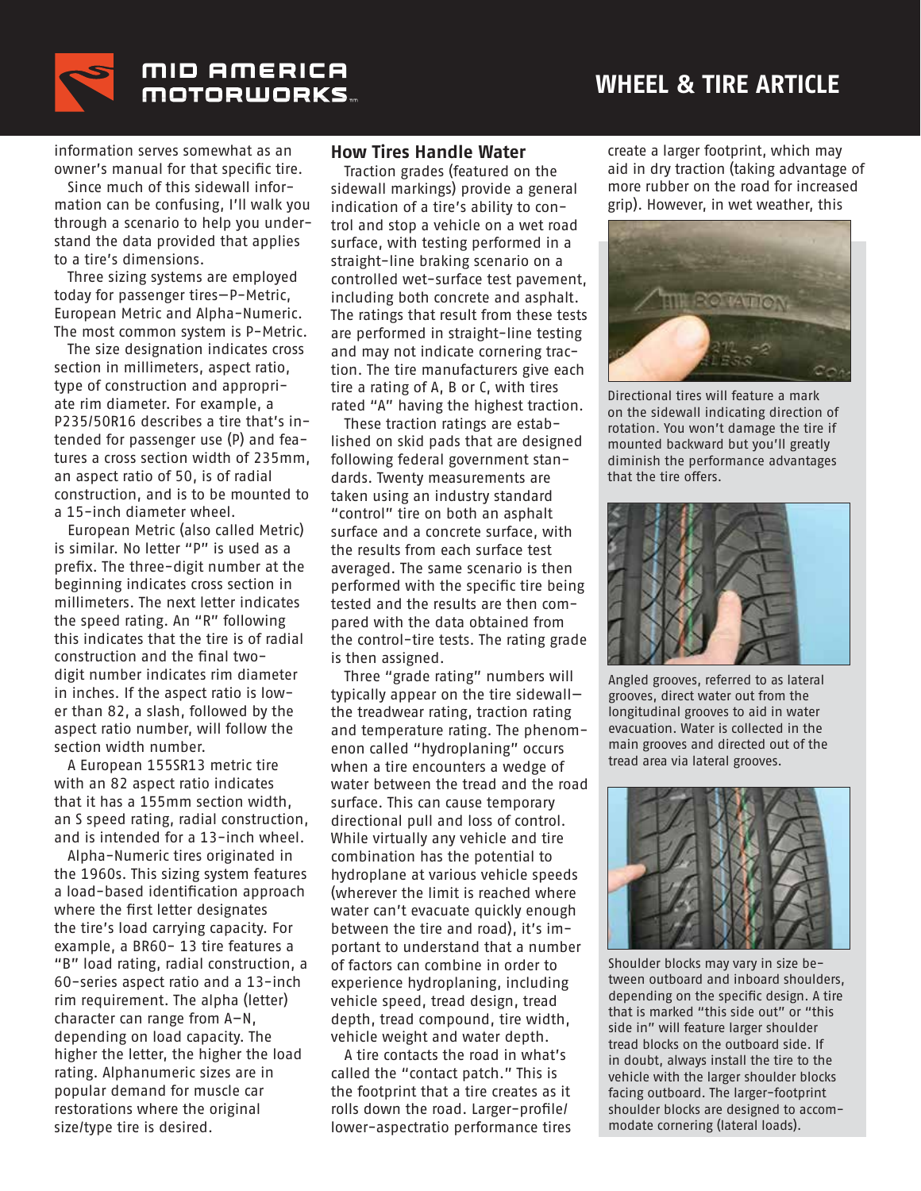information serves somewhat as an owner's manual for that specific tire.

Since much of this sidewall information can be confusing, I'll walk you through a scenario to help you understand the data provided that applies to a tire's dimensions.

Three sizing systems are employed today for passenger tires—P-Metric, European Metric and Alpha-Numeric. The most common system is P-Metric.

The size designation indicates cross section in millimeters, aspect ratio, type of construction and appropriate rim diameter. For example, a P235/50R16 describes a tire that's intended for passenger use (P) and features a cross section width of 235mm, an aspect ratio of 50, is of radial construction, and is to be mounted to a 15-inch diameter wheel.

European Metric (also called Metric) is similar. No letter "P" is used as a prefix. The three-digit number at the beginning indicates cross section in millimeters. The next letter indicates the speed rating. An "R" following this indicates that the tire is of radial construction and the final two-digit number indicates rim diameter in inches. If the aspect ratio is lower than 82, a slash, followed by the aspect ratio number, will follow the section width number.

A European 155SR13 metric tire with an 82 aspect ratio indicates that it has a 155mm section width, an S speed rating, radial construction, and is intended for a 13-inch wheel.

Alpha-Numeric tires originated in the 1960s. This sizing system features a load-based identification approach where the first letter designates the tire's load carrying capacity. For example, a BR60- 13 tire features a "B" load rating, radial construction, a 60-series aspect ratio and a 13-inch rim requirement. The alpha (letter) character can range from A–N, depending on load capacity. The higher the letter, the higher the load rating. Alphanumeric sizes are in popular demand for muscle car restorations where the original size/type tire is desired.

## How Tires Handle Water

Traction grades (featured on the sidewall markings) provide a general indication of a tire's ability to control and stop a vehicle on a wet road surface, with testing performed in a straight-line braking scenario on a controlled wet-surface test pavement, including both concrete and asphalt. The ratings that result from these tests are performed in straight-line testing and may not indicate cornering traction. The tire manufacturers give each tire a rating of A, B or C, with tires rated "A" having the highest traction.

These traction ratings are established on skid pads that are designed following federal government standards. Twenty measurements are taken using an industry standard "control" tire on both an asphalt surface and a concrete surface, with the results from each surface test averaged. The same scenario is then performed with the specific tire being tested and the results are then compared with the data obtained from the control-tire tests. The rating grade is then assigned.

Three "grade rating" numbers will typically appear on the tire sidewall—the treadwear rating, traction rating and temperature rating. The phenomenon called "hydroplaning" occurs when a tire encounters a wedge of water between the tread and the road surface. This can cause temporary directional pull and loss of control. While virtually any vehicle and tire combination has the potential to hydroplane at various vehicle speeds (wherever the limit is reached where water can't evacuate quickly enough between the tire and road), it's important to understand that a number of factors can combine in order to experience hydroplaning, including vehicle speed, tread design, tread depth, tread compound, tire width, vehicle weight and water depth.

A tire contacts the road in what's called the "contact patch." This is the footprint that a tire creates as it rolls down the road. Larger-profile/lower-aspectratio performance tires create a larger footprint, which may aid in dry traction (taking advantage of more rubber on the road for increased grip). However, in wet weather, this

Directional tires will feature a mark on the sidewall indicating direction of rotation. You won't damage the tire if mounted backward but you'll greatly diminish the performance advantages that the tire offers.

Angled grooves, referred to as lateral grooves, direct water out from the longitudinal grooves to aid in water evacuation. Water is collected in the main grooves and directed out of the tread area via lateral grooves.

Shoulder blocks may vary in size between outboard and inboard shoulders, depending on the specific design. A tire that is marked "this side out" or "this side in" will feature larger shoulder tread blocks on the outboard side. If in doubt, always install the tire to the vehicle with the larger shoulder blocks facing outboard. The larger-footprint shoulder blocks are designed to accommodate cornering (lateral loads).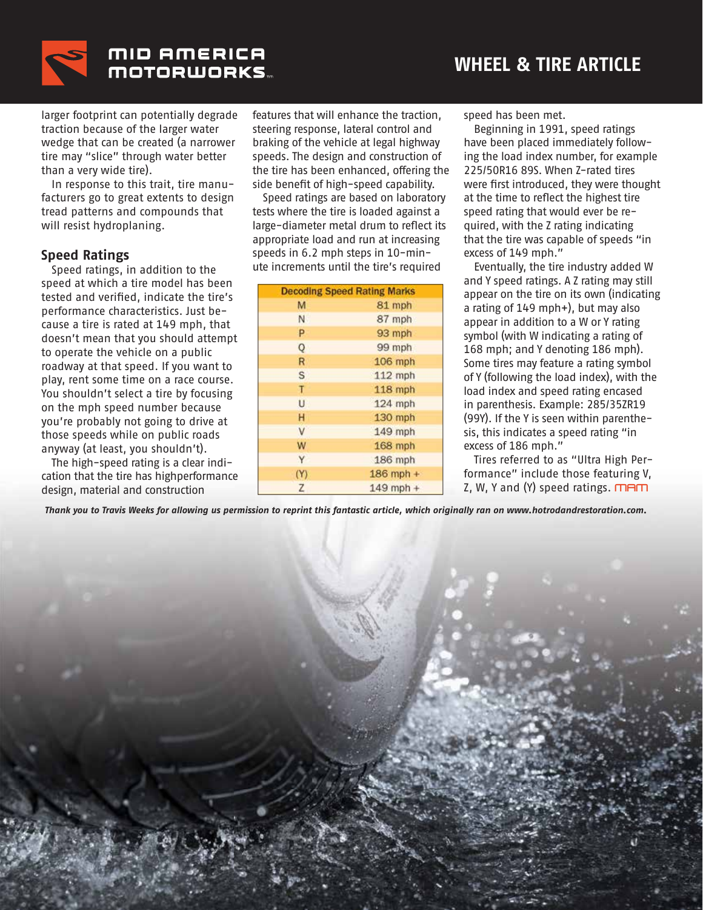larger footprint can potentially degrade traction because of the larger water wedge that can be created (a narrower tire may "slice" through water better than a very wide tire).

In response to this trait, tire manufacturers go to great extents to design tread patterns and compounds that will resist hydroplaning.

## Speed Ratings

Speed ratings, in addition to the speed at which a tire model has been tested and verified, indicate the tire's performance characteristics. Just because a tire is rated at 149 mph, that doesn't mean that you should attempt to operate the vehicle on a public roadway at that speed. If you want to play, rent some time on a race course. You shouldn't select a tire by focusing on the mph speed number because you're probably not going to drive at those speeds while on public roads anyway (at least, you shouldn't).

The high-speed rating is a clear indication that the tire has highperformance design, material and construction features that will enhance the traction, steering response, lateral control and braking of the vehicle at legal highway speeds. The design and construction of the tire has been enhanced, offering the side benefit of high-speed capability.

Speed ratings are based on laboratory tests where the tire is loaded against a large-diameter metal drum to reflect its appropriate load and run at increasing speeds in 6.2 mph steps in 10-minute increments until the tire's required speed has been met.

| Decoding Speed Rating Marks | |
|---|---|
| M | 81 mph |
| N | 87 mph |
| P | 93 mph |
| Q | 99 mph |
| R | 106 mph |
| S | 112 mph |
| T | 118 mph |
| U | 124 mph |
| H | 130 mph |
| V | 149 mph |
| W | 168 mph |
| Y | 186 mph |
| (Y) | 186 mph + |
| Z | 149 mph + |

Beginning in 1991, speed ratings have been placed immediately following the load index number, for example 225/50R16 89S. When Z-rated tires were first introduced, they were thought at the time to reflect the highest tire speed rating that would ever be required, with the Z rating indicating that the tire was capable of speeds "in excess of 149 mph."

Eventually, the tire industry added W and Y speed ratings. A Z rating may still appear on the tire on its own (indicating a rating of 149 mph+), but may also appear in addition to a W or Y rating symbol (with W indicating a rating of 168 mph; and Y denoting 186 mph). Some tires may feature a rating symbol of Y (following the load index), with the load index and speed rating encased in parenthesis. Example: 285/35ZR19 (99Y). If the Y is seen within parenthesis, this indicates a speed rating "in excess of 186 mph."

Tires referred to as "Ultra High Performance" include those featuring V, Z, W, Y and (Y) speed ratings. MAM

*Thank you to Travis Weeks for allowing us permission to reprint this fantastic article, which originally ran on www.hotrodandrestoration.com.*